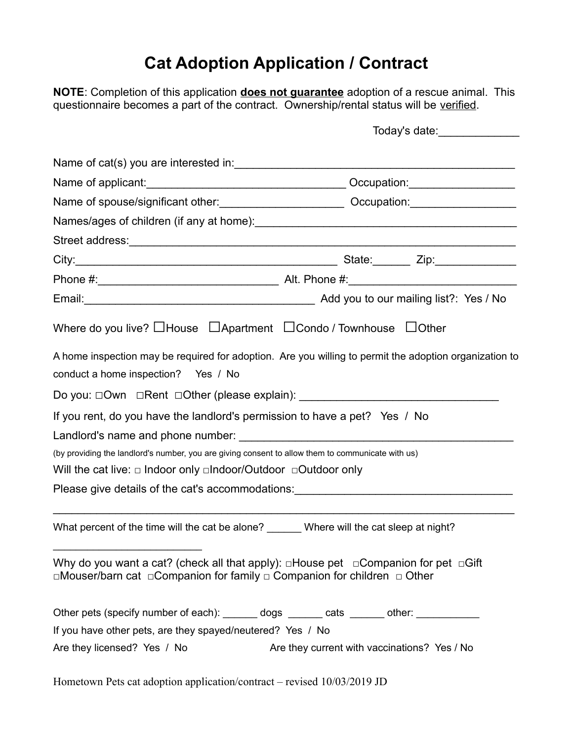# Cat Adoption Application / Contract

**NOTE**: Completion of this application **<u>does not guarantee</u>** adoption of a rescue animal. This questionnaire becomes a part of the contract. Ownership/rental status will be <u>verified</u>.

Today's date:_____________

Name of cat(s) you are interested in:_______________________________________________

Name of applicant:________________________________ Occupation:_________________

Name of spouse/significant other:____________________ Occupation:_________________

Names/ages of children (if any at home):____________________________________________

Street address:_____________________________________________________________

City:___________________________________________ State:______ Zip:_____________

Phone #:_____________________________ Alt. Phone #:__________________________

Email:______________________________________ Add you to our mailing list?: Yes / No

Where do you live? ☐House ☐Apartment ☐Condo / Townhouse ☐Other

A home inspection may be required for adoption. Are you willing to permit the adoption organization to conduct a home inspection? Yes / No

Do you: □Own □Rent □Other (please explain): _______________________________

If you rent, do you have the landlord's permission to have a pet? Yes / No

Landlord's name and phone number: ____________________________________________

(by providing the landlord's number, you are giving consent to allow them to communicate with us)

Will the cat live: □ Indoor only □Indoor/Outdoor □Outdoor only

Please give details of the cat's accommodations:___________________________________

___________________________________________________________________________

What percent of the time will the cat be alone? ______ Where will the cat sleep at night? ________________________

Why do you want a cat? (check all that apply): □House pet □Companion for pet □Gift □Mouser/barn cat □Companion for family □ Companion for children □ Other

Other pets (specify number of each): ______ dogs ______ cats ______ other: ___________

If you have other pets, are they spayed/neutered? Yes / No

Are they licensed? Yes / No Are they current with vaccinations? Yes / No

Hometown Pets cat adoption application/contract – revised 10/03/2019 JD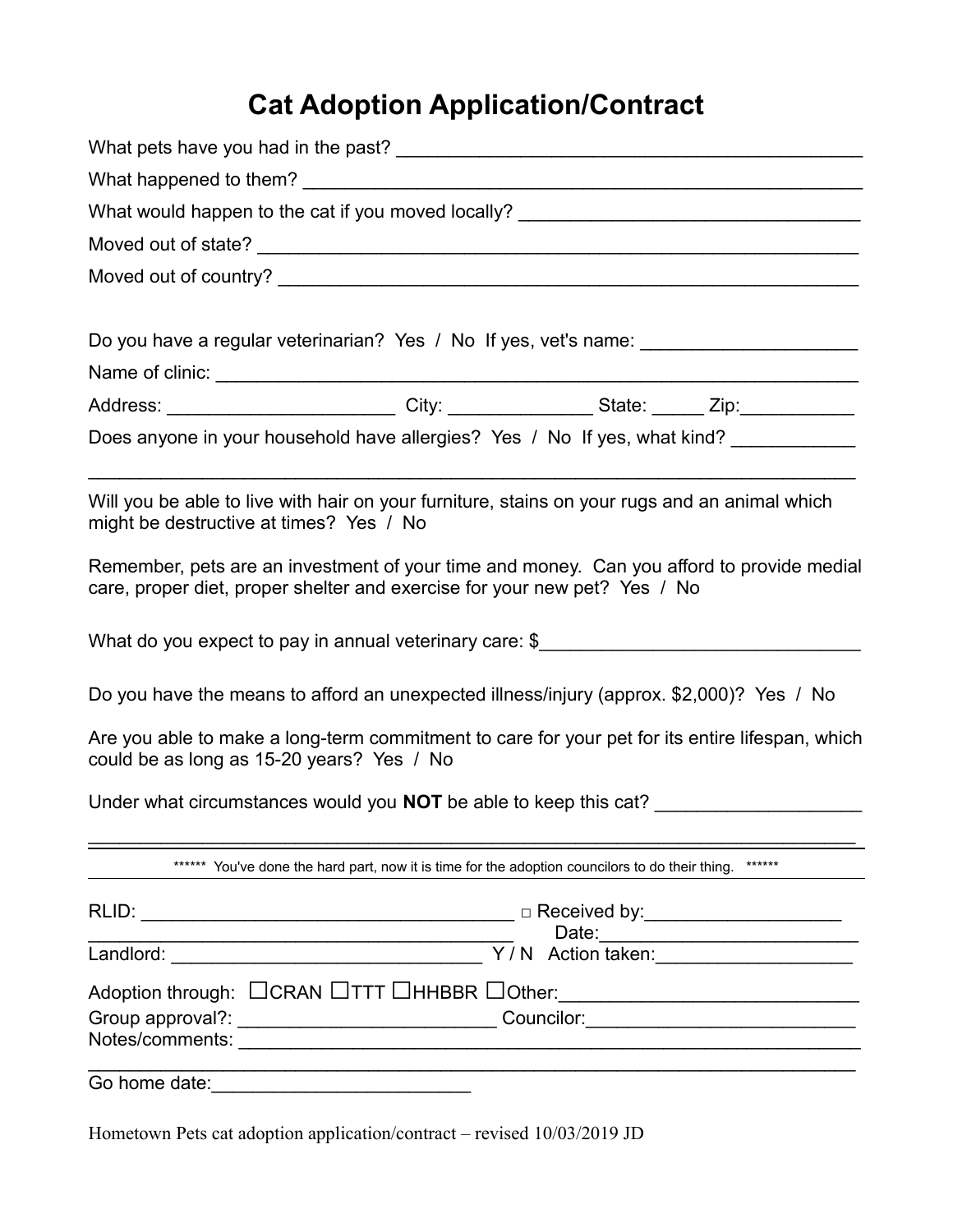# Cat Adoption Application/Contract

What pets have you had in the past? ______________________________________________

What happened to them? _________________________________________________________

What would happen to the cat if you moved locally? _________________________________

Moved out of state? ____________________________________________________________

Moved out of country? __________________________________________________________

Do you have a regular veterinarian? Yes / No If yes, vet's name: _____________________

Name of clinic: _________________________________________________________________

Address: ______________________ City: ______________ State: _____ Zip:___________

Does anyone in your household have allergies? Yes / No If yes, what kind? ____________

______________________________________________________________________________

Will you be able to live with hair on your furniture, stains on your rugs and an animal which might be destructive at times? Yes / No

Remember, pets are an investment of your time and money. Can you afford to provide medial care, proper diet, proper shelter and exercise for your new pet? Yes / No

What do you expect to pay in annual veterinary care: $_______________________________

Do you have the means to afford an unexpected illness/injury (approx. $2,000)? Yes / No

Are you able to make a long-term commitment to care for your pet for its entire lifespan, which could be as long as 15-20 years? Yes / No

Under what circumstances would you **NOT** be able to keep this cat? ___________________

______________________________________________________________________________

****** You've done the hard part, now it is time for the adoption councilors to do their thing. ******

RLID: _____________________________________ □ Received by:___________________

_________________________________________ Date:_________________________

Landlord: ______________________________ Y / N Action taken:___________________

Adoption through: ☐CRAN ☐TTT ☐HHBBR ☐Other:_____________________________

Group approval?: _________________________ Councilor:__________________________

Notes/comments: ______________________________________________________________

______________________________________________________________________________

Go home date:________________________

Hometown Pets cat adoption application/contract – revised 10/03/2019 JD